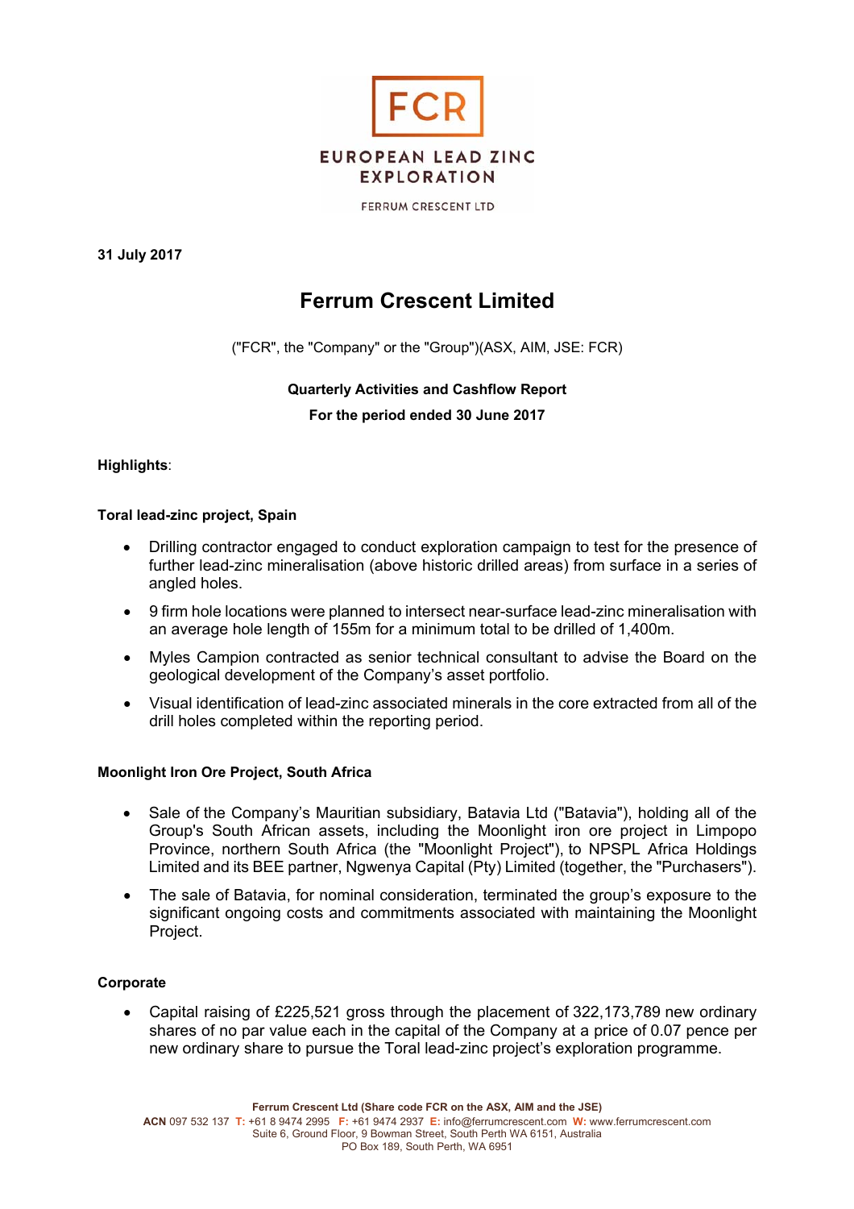FCR

EUROPEAN LEAD ZINC EXPLORATION

FERRUM CRESCENT LTD

**31 July 2017**

# Ferrum Crescent Limited

("FCR", the "Company" or the "Group")(ASX, AIM, JSE: FCR)

**Quarterly Activities and Cashflow Report**

**For the period ended 30 June 2017**

**Highlights**:

**Toral lead-zinc project, Spain**

- Drilling contractor engaged to conduct exploration campaign to test for the presence of further lead-zinc mineralisation (above historic drilled areas) from surface in a series of angled holes.
- 9 firm hole locations were planned to intersect near-surface lead-zinc mineralisation with an average hole length of 155m for a minimum total to be drilled of 1,400m.
- Myles Campion contracted as senior technical consultant to advise the Board on the geological development of the Company's asset portfolio.
- Visual identification of lead-zinc associated minerals in the core extracted from all of the drill holes completed within the reporting period.

**Moonlight Iron Ore Project, South Africa**

- Sale of the Company's Mauritian subsidiary, Batavia Ltd ("Batavia"), holding all of the Group's South African assets, including the Moonlight iron ore project in Limpopo Province, northern South Africa (the "Moonlight Project"), to NPSPL Africa Holdings Limited and its BEE partner, Ngwenya Capital (Pty) Limited (together, the "Purchasers").
- The sale of Batavia, for nominal consideration, terminated the group's exposure to the significant ongoing costs and commitments associated with maintaining the Moonlight Project.

**Corporate**

- Capital raising of £225,521 gross through the placement of 322,173,789 new ordinary shares of no par value each in the capital of the Company at a price of 0.07 pence per new ordinary share to pursue the Toral lead-zinc project's exploration programme.

**Ferrum Crescent Ltd (Share code FCR on the ASX, AIM and the JSE)**
**ACN** 097 532 137 **T:** +61 8 9474 2995 **F:** +61 9474 2937 **E:** info@ferrumcrescent.com **W:** www.ferrumcrescent.com
Suite 6, Ground Floor, 9 Bowman Street, South Perth WA 6151, Australia
PO Box 189, South Perth, WA 6951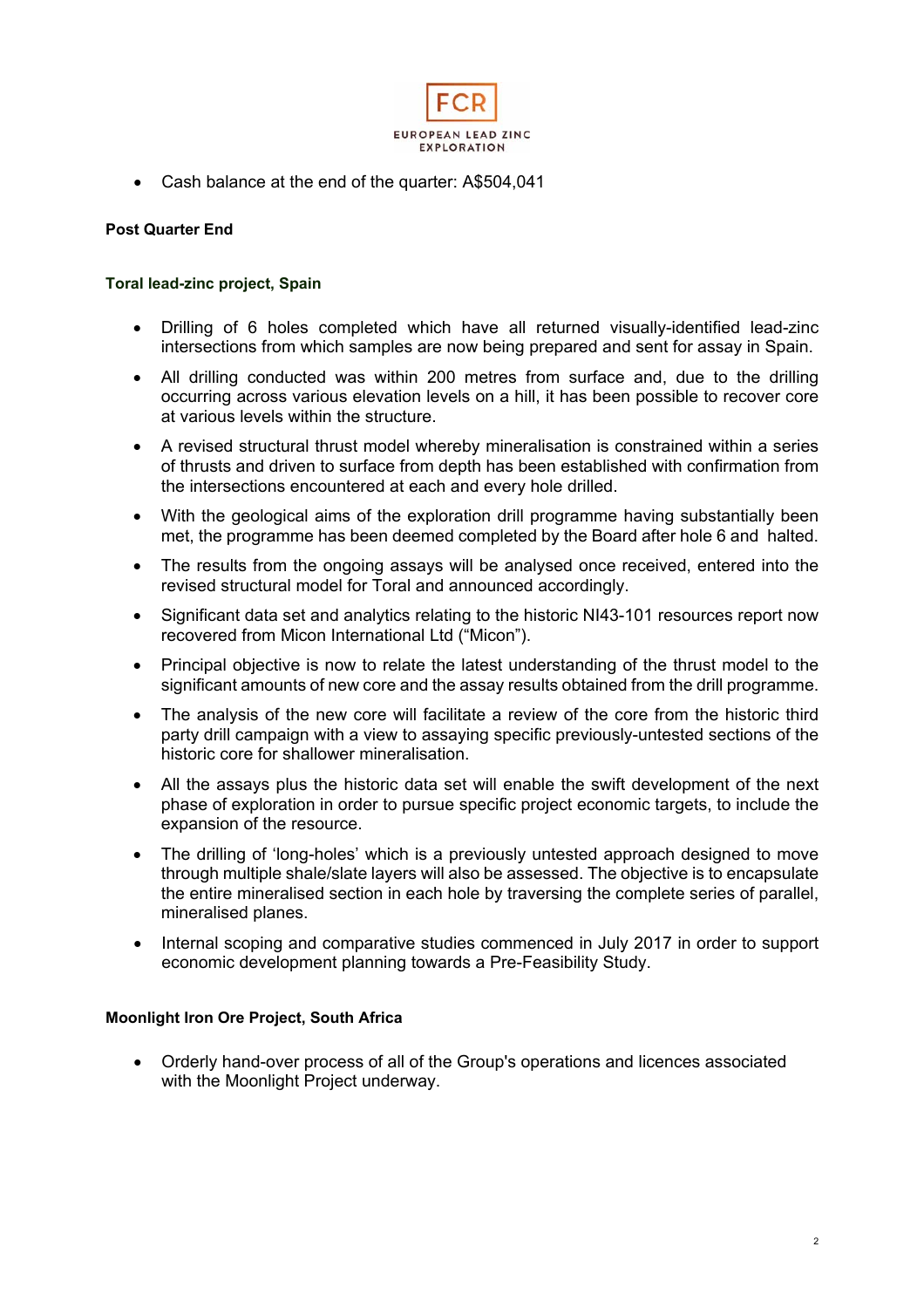- Cash balance at the end of the quarter: A$504,041

**Post Quarter End**

**Toral lead-zinc project, Spain**

- Drilling of 6 holes completed which have all returned visually-identified lead-zinc intersections from which samples are now being prepared and sent for assay in Spain.
- All drilling conducted was within 200 metres from surface and, due to the drilling occurring across various elevation levels on a hill, it has been possible to recover core at various levels within the structure.
- A revised structural thrust model whereby mineralisation is constrained within a series of thrusts and driven to surface from depth has been established with confirmation from the intersections encountered at each and every hole drilled.
- With the geological aims of the exploration drill programme having substantially been met, the programme has been deemed completed by the Board after hole 6 and halted.
- The results from the ongoing assays will be analysed once received, entered into the revised structural model for Toral and announced accordingly.
- Significant data set and analytics relating to the historic NI43-101 resources report now recovered from Micon International Ltd ("Micon").
- Principal objective is now to relate the latest understanding of the thrust model to the significant amounts of new core and the assay results obtained from the drill programme.
- The analysis of the new core will facilitate a review of the core from the historic third party drill campaign with a view to assaying specific previously-untested sections of the historic core for shallower mineralisation.
- All the assays plus the historic data set will enable the swift development of the next phase of exploration in order to pursue specific project economic targets, to include the expansion of the resource.
- The drilling of 'long-holes' which is a previously untested approach designed to move through multiple shale/slate layers will also be assessed. The objective is to encapsulate the entire mineralised section in each hole by traversing the complete series of parallel, mineralised planes.
- Internal scoping and comparative studies commenced in July 2017 in order to support economic development planning towards a Pre-Feasibility Study.

**Moonlight Iron Ore Project, South Africa**

- Orderly hand-over process of all of the Group's operations and licences associated with the Moonlight Project underway.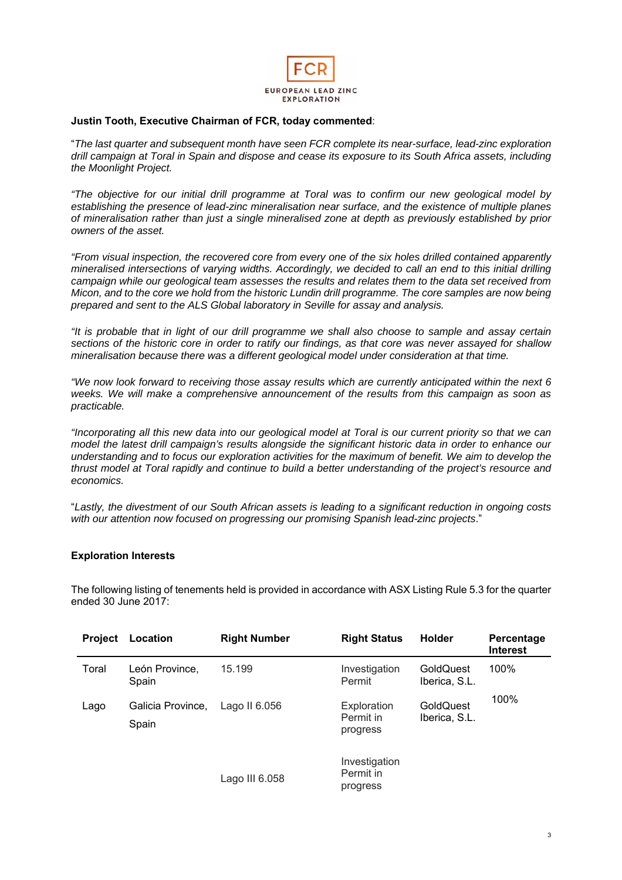**Justin Tooth, Executive Chairman of FCR, today commented**:

"*The last quarter and subsequent month have seen FCR complete its near-surface, lead-zinc exploration drill campaign at Toral in Spain and dispose and cease its exposure to its South Africa assets, including the Moonlight Project.*

*"The objective for our initial drill programme at Toral was to confirm our new geological model by establishing the presence of lead-zinc mineralisation near surface, and the existence of multiple planes of mineralisation rather than just a single mineralised zone at depth as previously established by prior owners of the asset.*

*"From visual inspection, the recovered core from every one of the six holes drilled contained apparently mineralised intersections of varying widths. Accordingly, we decided to call an end to this initial drilling campaign while our geological team assesses the results and relates them to the data set received from Micon, and to the core we hold from the historic Lundin drill programme. The core samples are now being prepared and sent to the ALS Global laboratory in Seville for assay and analysis.*

*"It is probable that in light of our drill programme we shall also choose to sample and assay certain sections of the historic core in order to ratify our findings, as that core was never assayed for shallow mineralisation because there was a different geological model under consideration at that time.*

*"We now look forward to receiving those assay results which are currently anticipated within the next 6 weeks. We will make a comprehensive announcement of the results from this campaign as soon as practicable.*

*"Incorporating all this new data into our geological model at Toral is our current priority so that we can model the latest drill campaign's results alongside the significant historic data in order to enhance our understanding and to focus our exploration activities for the maximum of benefit. We aim to develop the thrust model at Toral rapidly and continue to build a better understanding of the project's resource and economics.*

"*Lastly, the divestment of our South African assets is leading to a significant reduction in ongoing costs with our attention now focused on progressing our promising Spanish lead-zinc projects*."

**Exploration Interests**

The following listing of tenements held is provided in accordance with ASX Listing Rule 5.3 for the quarter ended 30 June 2017:

| Project | Location | Right Number | Right Status | Holder | Percentage Interest |
|---|---|---|---|---|---|
| Toral | León Province, Spain | 15.199 | Investigation Permit | GoldQuest Iberica, S.L. | 100% |
| Lago | Galicia Province, Spain | Lago II 6.056 | Exploration Permit in progress | GoldQuest Iberica, S.L. | 100% |
| | | Lago III 6.058 | Investigation Permit in progress | | |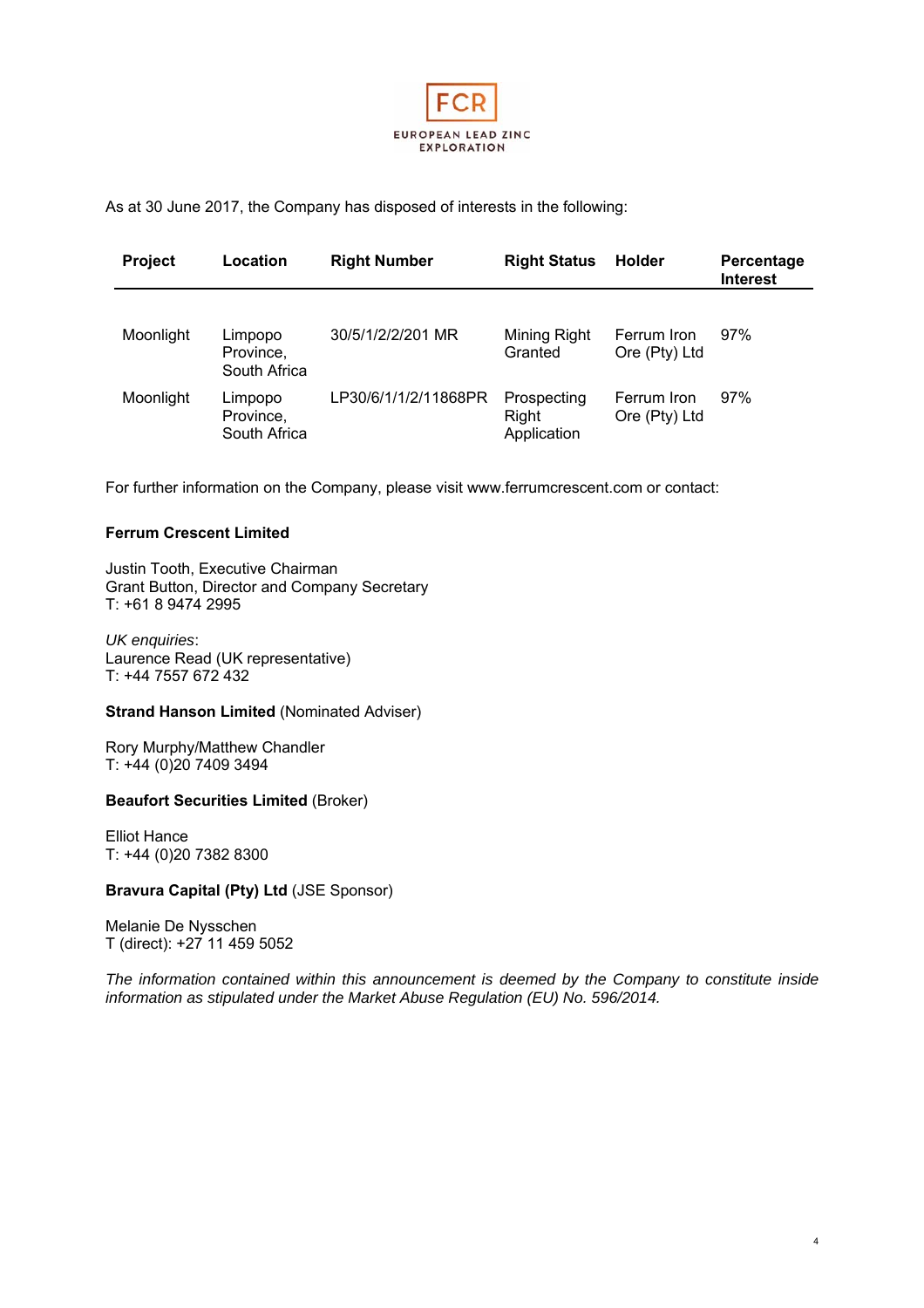As at 30 June 2017, the Company has disposed of interests in the following:

| Project | Location | Right Number | Right Status | Holder | Percentage Interest |
|---|---|---|---|---|---|
| Moonlight | Limpopo Province, South Africa | 30/5/1/2/2/201 MR | Mining Right Granted | Ferrum Iron Ore (Pty) Ltd | 97% |
| Moonlight | Limpopo Province, South Africa | LP30/6/1/1/2/11868PR | Prospecting Right Application | Ferrum Iron Ore (Pty) Ltd | 97% |

For further information on the Company, please visit www.ferrumcrescent.com or contact:

**Ferrum Crescent Limited**

Justin Tooth, Executive Chairman
Grant Button, Director and Company Secretary
T: +61 8 9474 2995

*UK enquiries*:
Laurence Read (UK representative)
T: +44 7557 672 432

**Strand Hanson Limited** (Nominated Adviser)

Rory Murphy/Matthew Chandler
T: +44 (0)20 7409 3494

**Beaufort Securities Limited** (Broker)

Elliot Hance
T: +44 (0)20 7382 8300

**Bravura Capital (Pty) Ltd** (JSE Sponsor)

Melanie De Nysschen
T (direct): +27 11 459 5052

*The information contained within this announcement is deemed by the Company to constitute inside information as stipulated under the Market Abuse Regulation (EU) No. 596/2014.*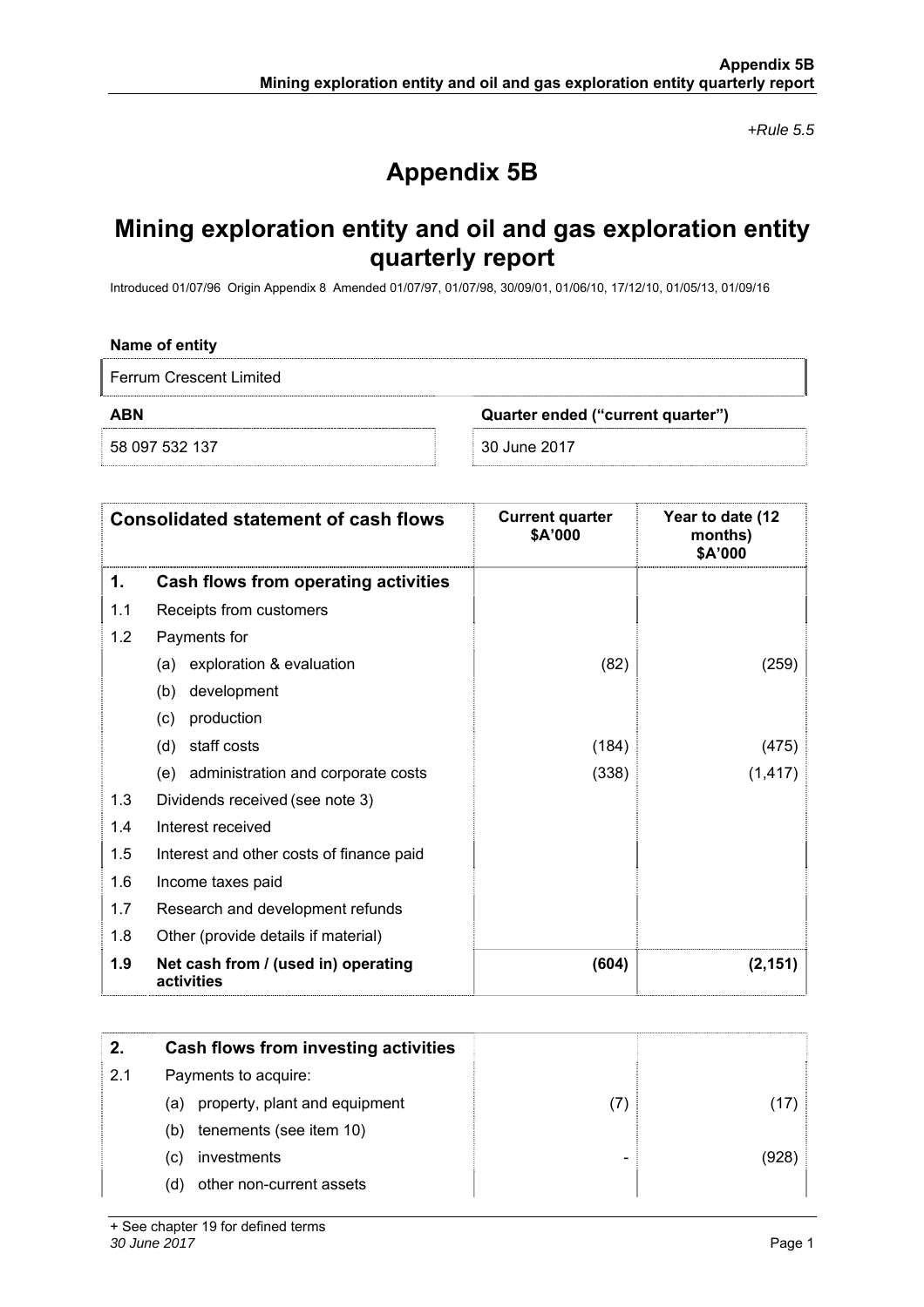*+Rule 5.5*

# Appendix 5B

## Mining exploration entity and oil and gas exploration entity quarterly report

Introduced 01/07/96 Origin Appendix 8 Amended 01/07/97, 01/07/98, 30/09/01, 01/06/10, 17/12/10, 01/05/13, 01/09/16

**Name of entity**

Ferrum Crescent Limited

| ABN | Quarter ended ("current quarter") |
|---|---|
| 58 097 532 137 | 30 June 2017 |

| | Consolidated statement of cash flows | Current quarter $A'000 | Year to date (12 months) $A'000 |
|---|---|---|---|
| **1.** | **Cash flows from operating activities** | | |
| 1.1 | Receipts from customers | | |
| 1.2 | Payments for | | |
| | (a) exploration & evaluation | (82) | (259) |
| | (b) development | | |
| | (c) production | | |
| | (d) staff costs | (184) | (475) |
| | (e) administration and corporate costs | (338) | (1,417) |
| 1.3 | Dividends received (see note 3) | | |
| 1.4 | Interest received | | |
| 1.5 | Interest and other costs of finance paid | | |
| 1.6 | Income taxes paid | | |
| 1.7 | Research and development refunds | | |
| 1.8 | Other (provide details if material) | | |
| **1.9** | **Net cash from / (used in) operating activities** | **(604)** | **(2,151)** |

| | | | |
|---|---|---|---|
| **2.** | **Cash flows from investing activities** | | |
| 2.1 | Payments to acquire: | | |
| | (a) property, plant and equipment | (7) | (17) |
| | (b) tenements (see item 10) | | |
| | (c) investments | - | (928) |
| | (d) other non-current assets | | |

+ See chapter 19 for defined terms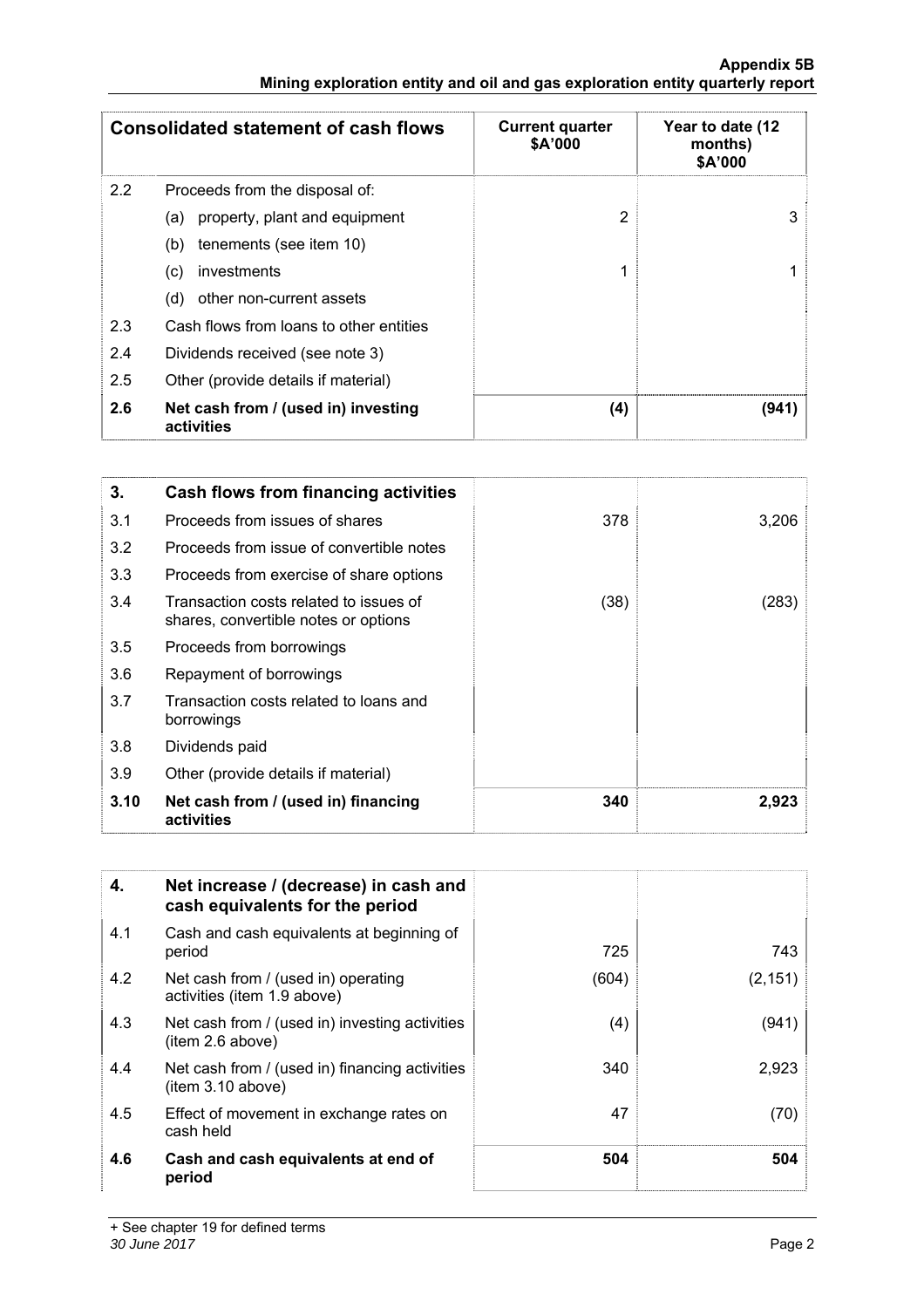| Consolidated statement of cash flows | | Current quarter \$A'000 | Year to date (12 months) \$A'000 |
|---|---|---|---|
| 2.2 | Proceeds from the disposal of: | | |
| | (a) property, plant and equipment | 2 | 3 |
| | (b) tenements (see item 10) | | |
| | (c) investments | 1 | 1 |
| | (d) other non-current assets | | |
| 2.3 | Cash flows from loans to other entities | | |
| 2.4 | Dividends received (see note 3) | | |
| 2.5 | Other (provide details if material) | | |
| **2.6** | **Net cash from / (used in) investing activities** | **(4)** | **(941)** |

| 3. | Cash flows from financing activities | | |
|---|---|---|---|
| 3.1 | Proceeds from issues of shares | 378 | 3,206 |
| 3.2 | Proceeds from issue of convertible notes | | |
| 3.3 | Proceeds from exercise of share options | | |
| 3.4 | Transaction costs related to issues of shares, convertible notes or options | (38) | (283) |
| 3.5 | Proceeds from borrowings | | |
| 3.6 | Repayment of borrowings | | |
| 3.7 | Transaction costs related to loans and borrowings | | |
| 3.8 | Dividends paid | | |
| 3.9 | Other (provide details if material) | | |
| **3.10** | **Net cash from / (used in) financing activities** | **340** | **2,923** |

| 4. | Net increase / (decrease) in cash and cash equivalents for the period | | |
|---|---|---|---|
| 4.1 | Cash and cash equivalents at beginning of period | 725 | 743 |
| 4.2 | Net cash from / (used in) operating activities (item 1.9 above) | (604) | (2,151) |
| 4.3 | Net cash from / (used in) investing activities (item 2.6 above) | (4) | (941) |
| 4.4 | Net cash from / (used in) financing activities (item 3.10 above) | 340 | 2,923 |
| 4.5 | Effect of movement in exchange rates on cash held | 47 | (70) |
| **4.6** | **Cash and cash equivalents at end of period** | **504** | **504** |

+ See chapter 19 for defined terms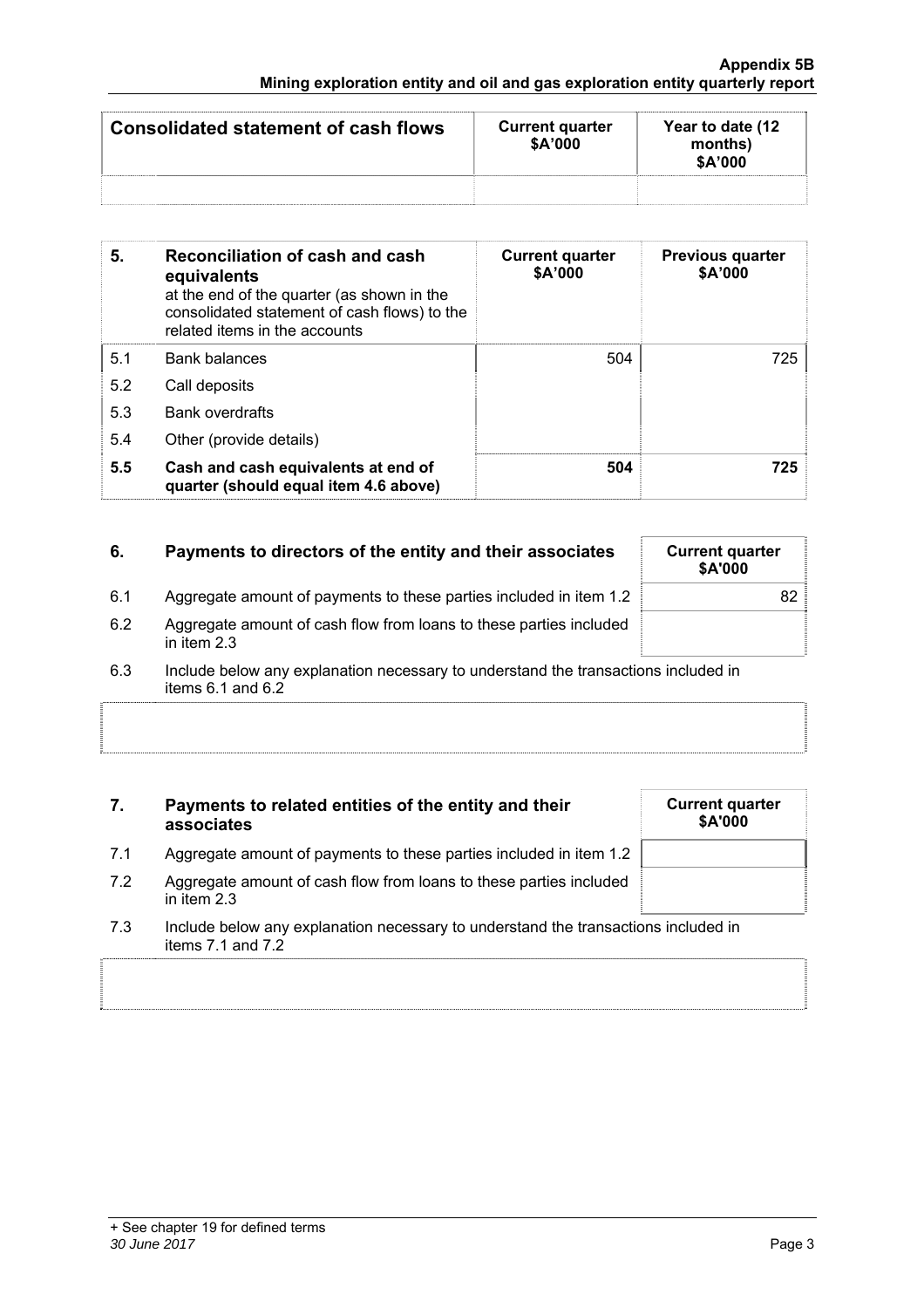| Consolidated statement of cash flows | Current quarter \$A'000 | Year to date (12 months) \$A'000 |
|---|---|---|
| | | |

| 5. | Reconciliation of cash and cash equivalents at the end of the quarter (as shown in the consolidated statement of cash flows) to the related items in the accounts | Current quarter \$A'000 | Previous quarter \$A'000 |
|---|---|---|---|
| 5.1 | Bank balances | 504 | 725 |
| 5.2 | Call deposits | | |
| 5.3 | Bank overdrafts | | |
| 5.4 | Other (provide details) | | |
| **5.5** | **Cash and cash equivalents at end of quarter (should equal item 4.6 above)** | **504** | **725** |

| 6. | Payments to directors of the entity and their associates | Current quarter \$A'000 |
|---|---|---|
| 6.1 | Aggregate amount of payments to these parties included in item 1.2 | 82 |
| 6.2 | Aggregate amount of cash flow from loans to these parties included in item 2.3 | |

6.3 Include below any explanation necessary to understand the transactions included in items 6.1 and 6.2

| 7. | Payments to related entities of the entity and their associates | Current quarter \$A'000 |
|---|---|---|
| 7.1 | Aggregate amount of payments to these parties included in item 1.2 | |
| 7.2 | Aggregate amount of cash flow from loans to these parties included in item 2.3 | |

7.3 Include below any explanation necessary to understand the transactions included in items 7.1 and 7.2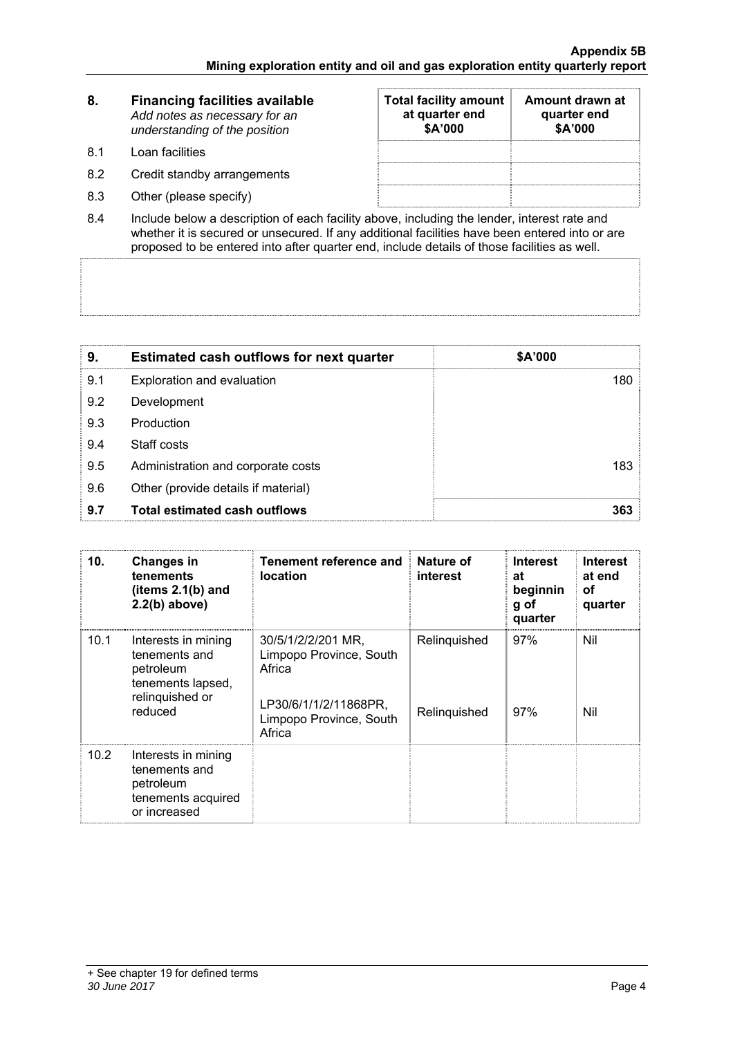| 8. | **Financing facilities available** *Add notes as necessary for an understanding of the position* | **Total facility amount at quarter end $A'000** | **Amount drawn at quarter end $A'000** |
|---|---|---|---|
| 8.1 | Loan facilities | | |
| 8.2 | Credit standby arrangements | | |
| 8.3 | Other (please specify) | | |

8.4 Include below a description of each facility above, including the lender, interest rate and whether it is secured or unsecured. If any additional facilities have been entered into or are proposed to be entered into after quarter end, include details of those facilities as well.

| 9. | **Estimated cash outflows for next quarter** | **$A'000** |
|---|---|---|
| 9.1 | Exploration and evaluation | 180 |
| 9.2 | Development | |
| 9.3 | Production | |
| 9.4 | Staff costs | |
| 9.5 | Administration and corporate costs | 183 |
| 9.6 | Other (provide details if material) | |
| **9.7** | **Total estimated cash outflows** | **363** |

| 10. | **Changes in tenements (items 2.1(b) and 2.2(b) above)** | **Tenement reference and location** | **Nature of interest** | **Interest at beginning of quarter** | **Interest at end of quarter** |
|---|---|---|---|---|---|
| 10.1 | Interests in mining tenements and petroleum tenements lapsed, relinquished or reduced | 30/5/1/2/2/201 MR, Limpopo Province, South Africa | Relinquished | 97% | Nil |
| | | LP30/6/1/1/2/11868PR, Limpopo Province, South Africa | Relinquished | 97% | Nil |
| 10.2 | Interests in mining tenements and petroleum tenements acquired or increased | | | | |

+ See chapter 19 for defined terms

*30 June 2017*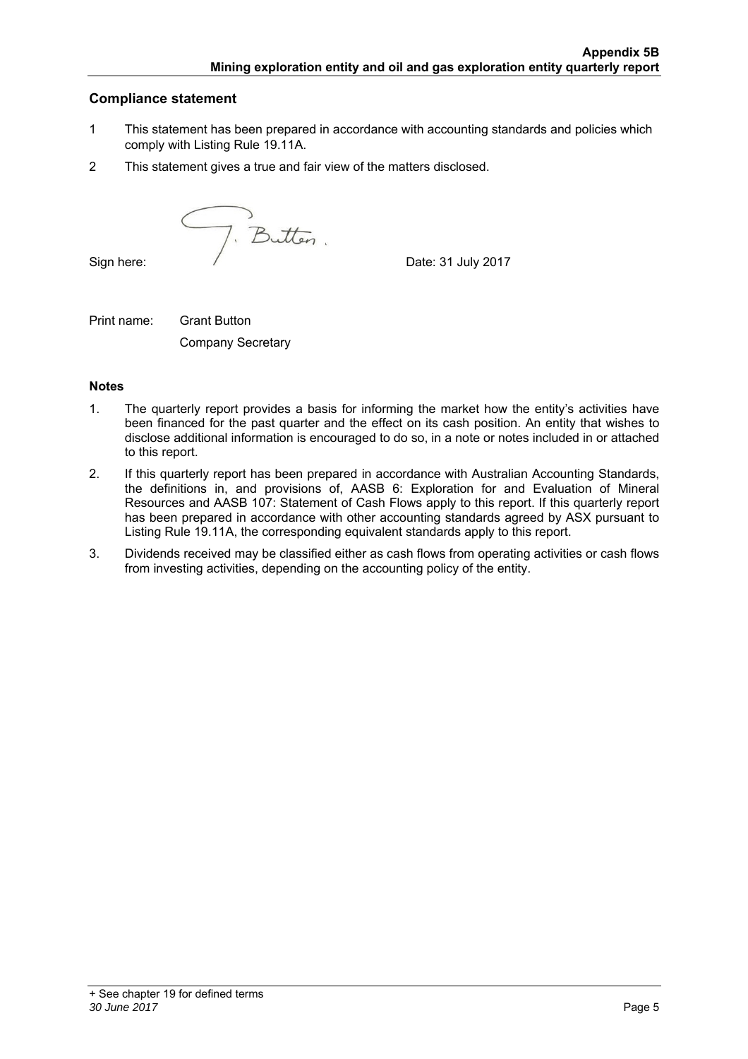## Compliance statement

1 This statement has been prepared in accordance with accounting standards and policies which comply with Listing Rule 19.11A.

2 This statement gives a true and fair view of the matters disclosed.

Sign here: Date: 31 July 2017

Print name: Grant Button

Company Secretary

### Notes

1. The quarterly report provides a basis for informing the market how the entity's activities have been financed for the past quarter and the effect on its cash position. An entity that wishes to disclose additional information is encouraged to do so, in a note or notes included in or attached to this report.
2. If this quarterly report has been prepared in accordance with Australian Accounting Standards, the definitions in, and provisions of, AASB 6: Exploration for and Evaluation of Mineral Resources and AASB 107: Statement of Cash Flows apply to this report. If this quarterly report has been prepared in accordance with other accounting standards agreed by ASX pursuant to Listing Rule 19.11A, the corresponding equivalent standards apply to this report.
3. Dividends received may be classified either as cash flows from operating activities or cash flows from investing activities, depending on the accounting policy of the entity.